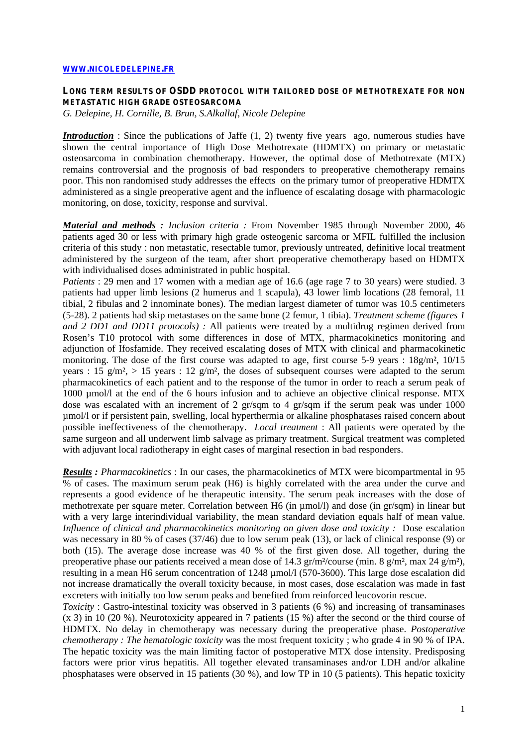**WWW.NICOLEDELEPINE.FR**

## LONG TERM RESULTS OF OSDD PROTOCOL WITH TAILORED DOSE OF METHOTREXATE FOR NON METASTATIC HIGH GRADE OSTEOSARCOMA

*G. Delepine, H. Cornille, B. Brun, S.Alkallaf, Nicole Delepine*

***Introduction*** : Since the publications of Jaffe (1, 2) twenty five years ago, numerous studies have shown the central importance of High Dose Methotrexate (HDMTX) on primary or metastatic osteosarcoma in combination chemotherapy. However, the optimal dose of Methotrexate (MTX) remains controversial and the prognosis of bad responders to preoperative chemotherapy remains poor. This non randomised study addresses the effects on the primary tumor of preoperative HDMTX administered as a single preoperative agent and the influence of escalating dosage with pharmacologic monitoring, on dose, toxicity, response and survival.

***Material and methods :*** *Inclusion criteria :* From November 1985 through November 2000, 46 patients aged 30 or less with primary high grade osteogenic sarcoma or MFIL fulfilled the inclusion criteria of this study : non metastatic, resectable tumor, previously untreated, definitive local treatment administered by the surgeon of the team, after short preoperative chemotherapy based on HDMTX with individualised doses administrated in public hospital.

*Patients* : 29 men and 17 women with a median age of 16.6 (age rage 7 to 30 years) were studied. 3 patients had upper limb lesions (2 humerus and 1 scapula), 43 lower limb locations (28 femoral, 11 tibial, 2 fibulas and 2 innominate bones). The median largest diameter of tumor was 10.5 centimeters (5-28). 2 patients had skip metastases on the same bone (2 femur, 1 tibia). *Treatment scheme (figures 1 and 2 DD1 and DD11 protocols) :* All patients were treated by a multidrug regimen derived from Rosen's T10 protocol with some differences in dose of MTX, pharmacokinetics monitoring and adjunction of Ifosfamide. They received escalating doses of MTX with clinical and pharmacokinetic monitoring. The dose of the first course was adapted to age, first course 5-9 years : 18g/m², 10/15 years : 15 g/m², > 15 years : 12 g/m², the doses of subsequent courses were adapted to the serum pharmacokinetics of each patient and to the response of the tumor in order to reach a serum peak of 1000 µmol/l at the end of the 6 hours infusion and to achieve an objective clinical response. MTX dose was escalated with an increment of 2 gr/sqm to 4 gr/sqm if the serum peak was under 1000 µmol/l or if persistent pain, swelling, local hyperthermia or alkaline phosphatases raised concern about possible ineffectiveness of the chemotherapy. *Local treatment* : All patients were operated by the same surgeon and all underwent limb salvage as primary treatment. Surgical treatment was completed with adjuvant local radiotherapy in eight cases of marginal resection in bad responders.

***Results :*** *Pharmacokinetics* : In our cases, the pharmacokinetics of MTX were bicompartmental in 95 % of cases. The maximum serum peak (H6) is highly correlated with the area under the curve and represents a good evidence of he therapeutic intensity. The serum peak increases with the dose of methotrexate per square meter. Correlation between H6 (in µmol/l) and dose (in gr/sqm) in linear but with a very large interindividual variability, the mean standard deviation equals half of mean value. *Influence of clinical and pharmacokinetics monitoring on given dose and toxicity :* Dose escalation was necessary in 80 % of cases (37/46) due to low serum peak (13), or lack of clinical response (9) or both (15). The average dose increase was 40 % of the first given dose. All together, during the preoperative phase our patients received a mean dose of 14.3 gr/m²/course (min. 8 g/m², max 24 g/m²), resulting in a mean H6 serum concentration of 1248 µmol/l (570-3600). This large dose escalation did not increase dramatically the overall toxicity because, in most cases, dose escalation was made in fast excreters with initially too low serum peaks and benefited from reinforced leucovorin rescue.

*Toxicity* : Gastro-intestinal toxicity was observed in 3 patients (6 %) and increasing of transaminases (x 3) in 10 (20 %). Neurotoxicity appeared in 7 patients (15 %) after the second or the third course of HDMTX. No delay in chemotherapy was necessary during the preoperative phase. *Postoperative chemotherapy : The hematologic toxicity* was the most frequent toxicity ; who grade 4 in 90 % of IPA. The hepatic toxicity was the main limiting factor of postoperative MTX dose intensity. Predisposing factors were prior virus hepatitis. All together elevated transaminases and/or LDH and/or alkaline phosphatases were observed in 15 patients (30 %), and low TP in 10 (5 patients). This hepatic toxicity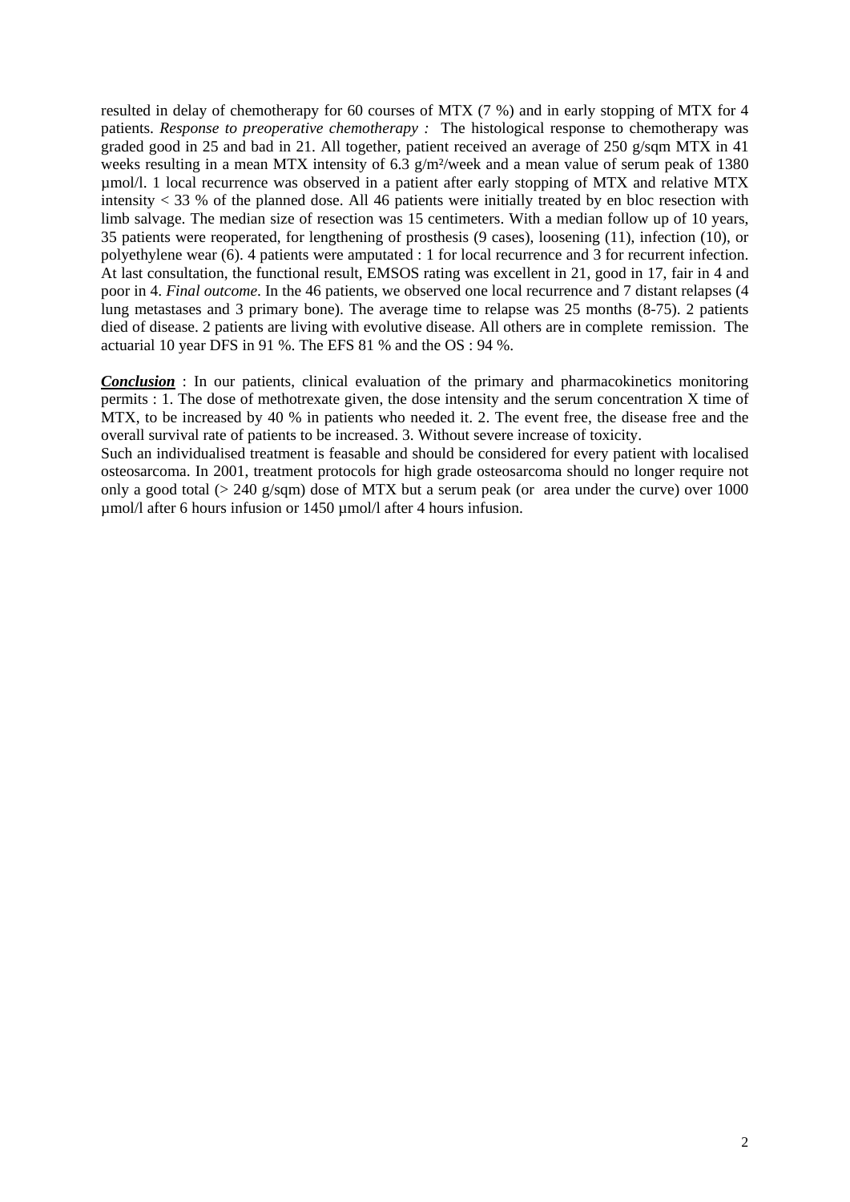resulted in delay of chemotherapy for 60 courses of MTX (7 %) and in early stopping of MTX for 4 patients. *Response to preoperative chemotherapy :* The histological response to chemotherapy was graded good in 25 and bad in 21. All together, patient received an average of 250 g/sqm MTX in 41 weeks resulting in a mean MTX intensity of 6.3 g/m²/week and a mean value of serum peak of 1380 µmol/l. 1 local recurrence was observed in a patient after early stopping of MTX and relative MTX intensity < 33 % of the planned dose. All 46 patients were initially treated by en bloc resection with limb salvage. The median size of resection was 15 centimeters. With a median follow up of 10 years, 35 patients were reoperated, for lengthening of prosthesis (9 cases), loosening (11), infection (10), or polyethylene wear (6). 4 patients were amputated : 1 for local recurrence and 3 for recurrent infection. At last consultation, the functional result, EMSOS rating was excellent in 21, good in 17, fair in 4 and poor in 4. *Final outcome*. In the 46 patients, we observed one local recurrence and 7 distant relapses (4 lung metastases and 3 primary bone). The average time to relapse was 25 months (8-75). 2 patients died of disease. 2 patients are living with evolutive disease. All others are in complete remission. The actuarial 10 year DFS in 91 %. The EFS 81 % and the OS : 94 %.

***Conclusion*** : In our patients, clinical evaluation of the primary and pharmacokinetics monitoring permits : 1. The dose of methotrexate given, the dose intensity and the serum concentration X time of MTX, to be increased by 40 % in patients who needed it. 2. The event free, the disease free and the overall survival rate of patients to be increased. 3. Without severe increase of toxicity.

Such an individualised treatment is feasable and should be considered for every patient with localised osteosarcoma. In 2001, treatment protocols for high grade osteosarcoma should no longer require not only a good total (> 240 g/sqm) dose of MTX but a serum peak (or area under the curve) over 1000 µmol/l after 6 hours infusion or 1450 µmol/l after 4 hours infusion.